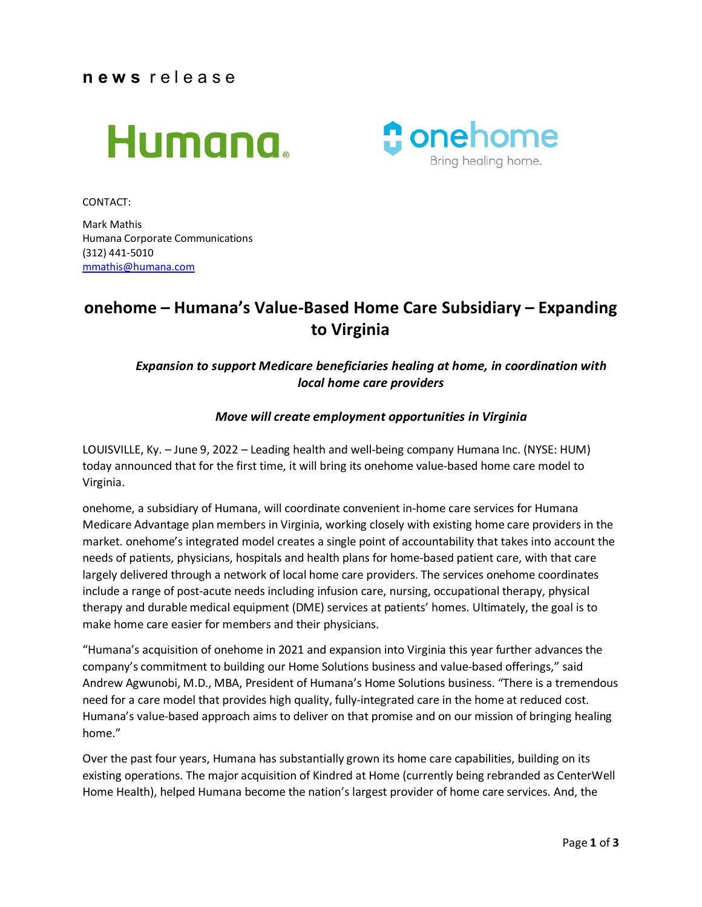**news** release

Humana.

onehome
Bring healing home.

CONTACT:

Mark Mathis
Humana Corporate Communications
(312) 441-5010
mmathis@humana.com

# onehome – Humana's Value-Based Home Care Subsidiary – Expanding to Virginia

***Expansion to support Medicare beneficiaries healing at home, in coordination with local home care providers***

***Move will create employment opportunities in Virginia***

LOUISVILLE, Ky. – June 9, 2022 – Leading health and well-being company Humana Inc. (NYSE: HUM) today announced that for the first time, it will bring its onehome value-based home care model to Virginia.

onehome, a subsidiary of Humana, will coordinate convenient in-home care services for Humana Medicare Advantage plan members in Virginia, working closely with existing home care providers in the market. onehome's integrated model creates a single point of accountability that takes into account the needs of patients, physicians, hospitals and health plans for home-based patient care, with that care largely delivered through a network of local home care providers. The services onehome coordinates include a range of post-acute needs including infusion care, nursing, occupational therapy, physical therapy and durable medical equipment (DME) services at patients' homes. Ultimately, the goal is to make home care easier for members and their physicians.

"Humana's acquisition of onehome in 2021 and expansion into Virginia this year further advances the company's commitment to building our Home Solutions business and value-based offerings," said Andrew Agwunobi, M.D., MBA, President of Humana's Home Solutions business. "There is a tremendous need for a care model that provides high quality, fully-integrated care in the home at reduced cost. Humana's value-based approach aims to deliver on that promise and on our mission of bringing healing home."

Over the past four years, Humana has substantially grown its home care capabilities, building on its existing operations. The major acquisition of Kindred at Home (currently being rebranded as CenterWell Home Health), helped Humana become the nation's largest provider of home care services. And, the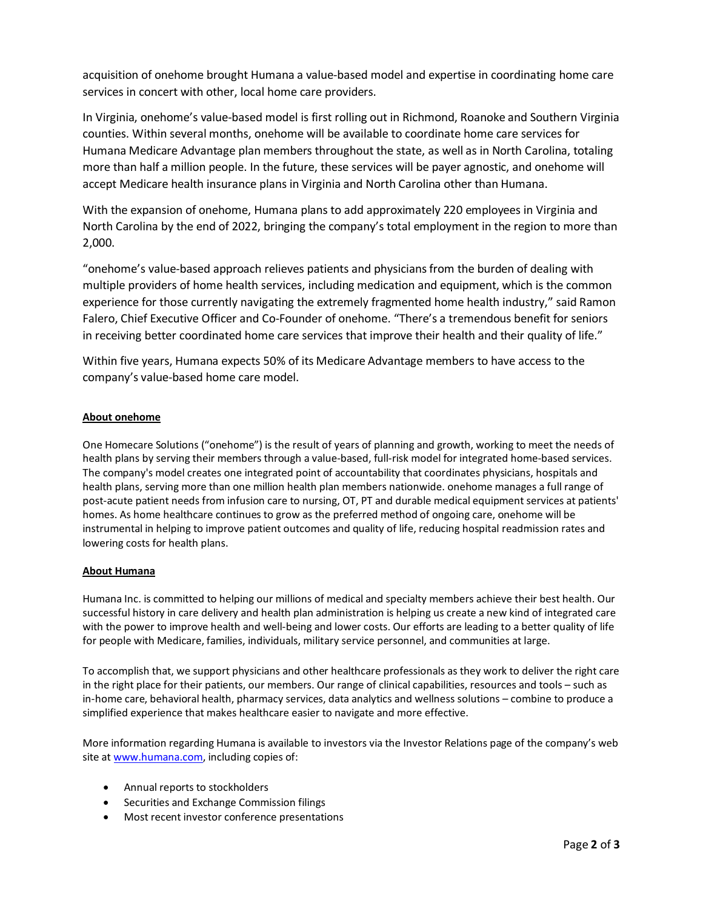acquisition of onehome brought Humana a value-based model and expertise in coordinating home care services in concert with other, local home care providers.

In Virginia, onehome's value-based model is first rolling out in Richmond, Roanoke and Southern Virginia counties. Within several months, onehome will be available to coordinate home care services for Humana Medicare Advantage plan members throughout the state, as well as in North Carolina, totaling more than half a million people. In the future, these services will be payer agnostic, and onehome will accept Medicare health insurance plans in Virginia and North Carolina other than Humana.

With the expansion of onehome, Humana plans to add approximately 220 employees in Virginia and North Carolina by the end of 2022, bringing the company's total employment in the region to more than 2,000.

"onehome's value-based approach relieves patients and physicians from the burden of dealing with multiple providers of home health services, including medication and equipment, which is the common experience for those currently navigating the extremely fragmented home health industry," said Ramon Falero, Chief Executive Officer and Co-Founder of onehome. "There's a tremendous benefit for seniors in receiving better coordinated home care services that improve their health and their quality of life."

Within five years, Humana expects 50% of its Medicare Advantage members to have access to the company's value-based home care model.

**About onehome**

One Homecare Solutions ("onehome") is the result of years of planning and growth, working to meet the needs of health plans by serving their members through a value-based, full-risk model for integrated home-based services. The company's model creates one integrated point of accountability that coordinates physicians, hospitals and health plans, serving more than one million health plan members nationwide. onehome manages a full range of post-acute patient needs from infusion care to nursing, OT, PT and durable medical equipment services at patients' homes. As home healthcare continues to grow as the preferred method of ongoing care, onehome will be instrumental in helping to improve patient outcomes and quality of life, reducing hospital readmission rates and lowering costs for health plans.

**About Humana**

Humana Inc. is committed to helping our millions of medical and specialty members achieve their best health. Our successful history in care delivery and health plan administration is helping us create a new kind of integrated care with the power to improve health and well-being and lower costs. Our efforts are leading to a better quality of life for people with Medicare, families, individuals, military service personnel, and communities at large.

To accomplish that, we support physicians and other healthcare professionals as they work to deliver the right care in the right place for their patients, our members. Our range of clinical capabilities, resources and tools – such as in-home care, behavioral health, pharmacy services, data analytics and wellness solutions – combine to produce a simplified experience that makes healthcare easier to navigate and more effective.

More information regarding Humana is available to investors via the Investor Relations page of the company's web site at www.humana.com, including copies of:

- Annual reports to stockholders
- Securities and Exchange Commission filings
- Most recent investor conference presentations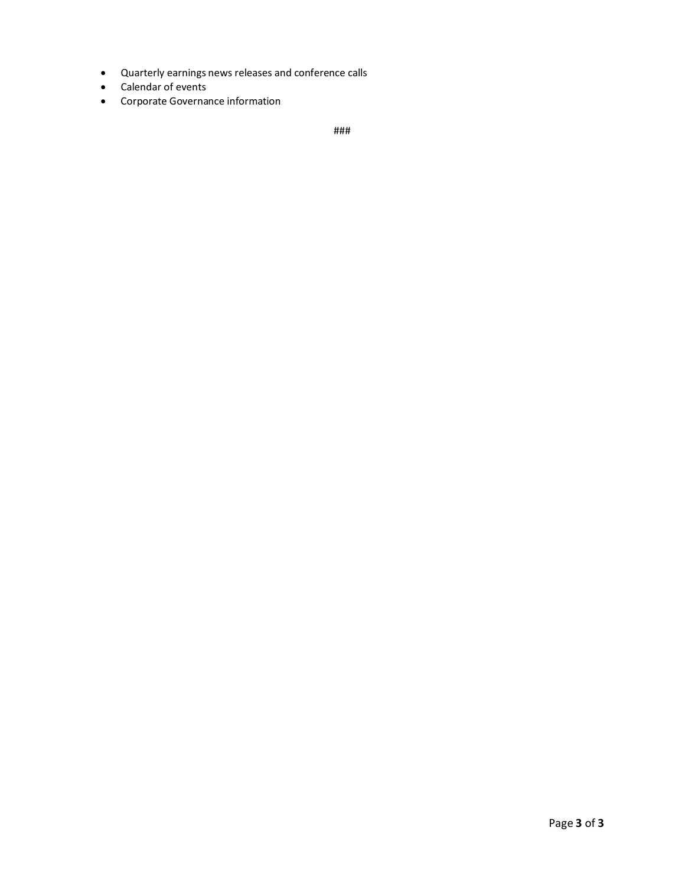- Quarterly earnings news releases and conference calls
- Calendar of events
- Corporate Governance information

###